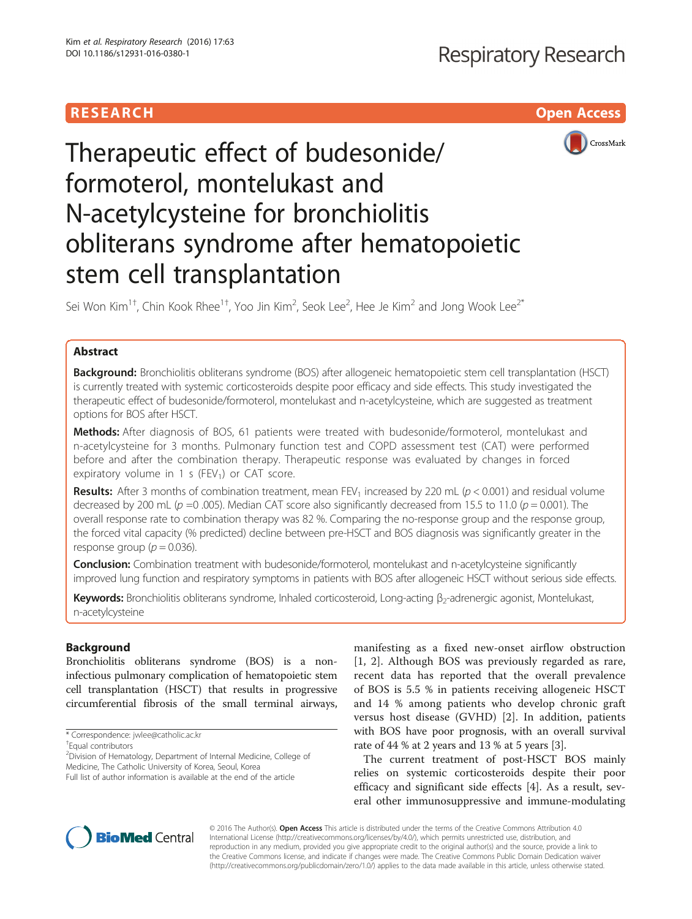RESEARCH Open Access

# Therapeutic effect of budesonide/formoterol, montelukast and N-acetylcysteine for bronchiolitis obliterans syndrome after hematopoietic stem cell transplantation

Sei Won Kim[1†], Chin Kook Rhee[1†], Yoo Jin Kim[2], Seok Lee[2], Hee Je Kim[2] and Jong Wook Lee[2*]

## Abstract

**Background:** Bronchiolitis obliterans syndrome (BOS) after allogeneic hematopoietic stem cell transplantation (HSCT) is currently treated with systemic corticosteroids despite poor efficacy and side effects. This study investigated the therapeutic effect of budesonide/formoterol, montelukast and n-acetylcysteine, which are suggested as treatment options for BOS after HSCT.

**Methods:** After diagnosis of BOS, 61 patients were treated with budesonide/formoterol, montelukast and n-acetylcysteine for 3 months. Pulmonary function test and COPD assessment test (CAT) were performed before and after the combination therapy. Therapeutic response was evaluated by changes in forced expiratory volume in 1 s ($FEV_1$) or CAT score.

**Results:** After 3 months of combination treatment, mean $FEV_1$ increased by 220 mL ($p < 0.001$) and residual volume decreased by 200 mL ($p$ =0 .005). Median CAT score also significantly decreased from 15.5 to 11.0 ($p = 0.001$). The overall response rate to combination therapy was 82 %. Comparing the no-response group and the response group, the forced vital capacity (% predicted) decline between pre-HSCT and BOS diagnosis was significantly greater in the response group ($p = 0.036$).

**Conclusion:** Combination treatment with budesonide/formoterol, montelukast and n-acetylcysteine significantly improved lung function and respiratory symptoms in patients with BOS after allogeneic HSCT without serious side effects.

**Keywords:** Bronchiolitis obliterans syndrome, Inhaled corticosteroid, Long-acting $\beta_2$-adrenergic agonist, Montelukast, n-acetylcysteine

## Background

Bronchiolitis obliterans syndrome (BOS) is a non-infectious pulmonary complication of hematopoietic stem cell transplantation (HSCT) that results in progressive circumferential fibrosis of the small terminal airways, manifesting as a fixed new-onset airflow obstruction [1, 2]. Although BOS was previously regarded as rare, recent data has reported that the overall prevalence of BOS is 5.5 % in patients receiving allogeneic HSCT and 14 % among patients who develop chronic graft versus host disease (GVHD) [2]. In addition, patients with BOS have poor prognosis, with an overall survival rate of 44 % at 2 years and 13 % at 5 years [3].

The current treatment of post-HSCT BOS mainly relies on systemic corticosteroids despite their poor efficacy and significant side effects [4]. As a result, several other immunosuppressive and immune-modulating

\* Correspondence: jwlee@catholic.ac.kr
†Equal contributors
[2]Division of Hematology, Department of Internal Medicine, College of Medicine, The Catholic University of Korea, Seoul, Korea
Full list of author information is available at the end of the article

© 2016 The Author(s). **Open Access** This article is distributed under the terms of the Creative Commons Attribution 4.0 International License (http://creativecommons.org/licenses/by/4.0/), which permits unrestricted use, distribution, and reproduction in any medium, provided you give appropriate credit to the original author(s) and the source, provide a link to the Creative Commons license, and indicate if changes were made. The Creative Commons Public Domain Dedication waiver (http://creativecommons.org/publicdomain/zero/1.0/) applies to the data made available in this article, unless otherwise stated.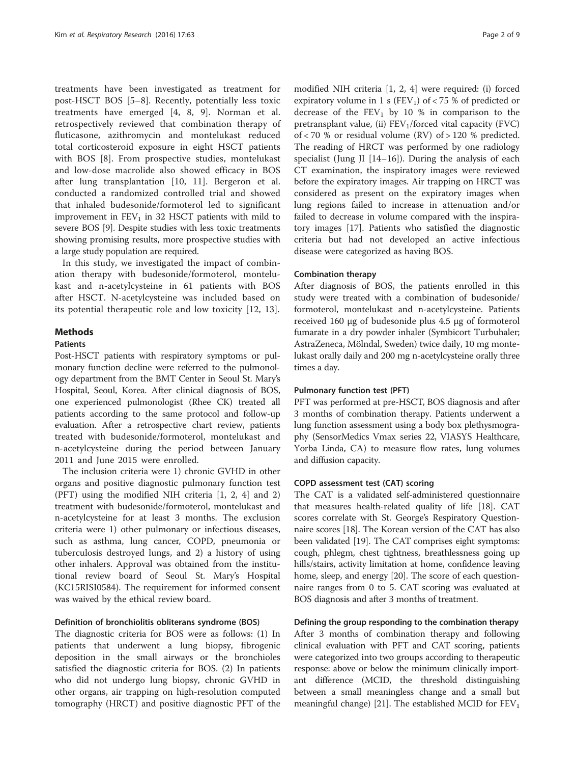treatments have been investigated as treatment for post-HSCT BOS [5–8]. Recently, potentially less toxic treatments have emerged [4, 8, 9]. Norman et al. retrospectively reviewed that combination therapy of fluticasone, azithromycin and montelukast reduced total corticosteroid exposure in eight HSCT patients with BOS [8]. From prospective studies, montelukast and low-dose macrolide also showed efficacy in BOS after lung transplantation [10, 11]. Bergeron et al. conducted a randomized controlled trial and showed that inhaled budesonide/formoterol led to significant improvement in $FEV_1$ in 32 HSCT patients with mild to severe BOS [9]. Despite studies with less toxic treatments showing promising results, more prospective studies with a large study population are required.

In this study, we investigated the impact of combination therapy with budesonide/formoterol, montelukast and n-acetylcysteine in 61 patients with BOS after HSCT. N-acetylcysteine was included based on its potential therapeutic role and low toxicity [12, 13].

## Methods

### Patients

Post-HSCT patients with respiratory symptoms or pulmonary function decline were referred to the pulmonology department from the BMT Center in Seoul St. Mary's Hospital, Seoul, Korea. After clinical diagnosis of BOS, one experienced pulmonologist (Rhee CK) treated all patients according to the same protocol and follow-up evaluation. After a retrospective chart review, patients treated with budesonide/formoterol, montelukast and n-acetylcysteine during the period between January 2011 and June 2015 were enrolled.

The inclusion criteria were 1) chronic GVHD in other organs and positive diagnostic pulmonary function test (PFT) using the modified NIH criteria [1, 2, 4] and 2) treatment with budesonide/formoterol, montelukast and n-acetylcysteine for at least 3 months. The exclusion criteria were 1) other pulmonary or infectious diseases, such as asthma, lung cancer, COPD, pneumonia or tuberculosis destroyed lungs, and 2) a history of using other inhalers. Approval was obtained from the institutional review board of Seoul St. Mary's Hospital (KC15RISI0584). The requirement for informed consent was waived by the ethical review board.

### Definition of bronchiolitis obliterans syndrome (BOS)

The diagnostic criteria for BOS were as follows: (1) In patients that underwent a lung biopsy, fibrogenic deposition in the small airways or the bronchioles satisfied the diagnostic criteria for BOS. (2) In patients who did not undergo lung biopsy, chronic GVHD in other organs, air trapping on high-resolution computed tomography (HRCT) and positive diagnostic PFT of the modified NIH criteria [1, 2, 4] were required: (i) forced expiratory volume in 1 s ($FEV_1$) of < 75 % of predicted or decrease of the $FEV_1$ by 10 % in comparison to the pretransplant value, (ii) $FEV_1$/forced vital capacity (FVC) of < 70 % or residual volume (RV) of > 120 % predicted. The reading of HRCT was performed by one radiology specialist (Jung JI [14–16]). During the analysis of each CT examination, the inspiratory images were reviewed before the expiratory images. Air trapping on HRCT was considered as present on the expiratory images when lung regions failed to increase in attenuation and/or failed to decrease in volume compared with the inspiratory images [17]. Patients who satisfied the diagnostic criteria but had not developed an active infectious disease were categorized as having BOS.

### Combination therapy

After diagnosis of BOS, the patients enrolled in this study were treated with a combination of budesonide/formoterol, montelukast and n-acetylcysteine. Patients received 160 μg of budesonide plus 4.5 μg of formoterol fumarate in a dry powder inhaler (Symbicort Turbuhaler; AstraZeneca, Mölndal, Sweden) twice daily, 10 mg montelukast orally daily and 200 mg n-acetylcysteine orally three times a day.

### Pulmonary function test (PFT)

PFT was performed at pre-HSCT, BOS diagnosis and after 3 months of combination therapy. Patients underwent a lung function assessment using a body box plethysmography (SensorMedics Vmax series 22, VIASYS Healthcare, Yorba Linda, CA) to measure flow rates, lung volumes and diffusion capacity.

### COPD assessment test (CAT) scoring

The CAT is a validated self-administered questionnaire that measures health-related quality of life [18]. CAT scores correlate with St. George's Respiratory Questionnaire scores [18]. The Korean version of the CAT has also been validated [19]. The CAT comprises eight symptoms: cough, phlegm, chest tightness, breathlessness going up hills/stairs, activity limitation at home, confidence leaving home, sleep, and energy [20]. The score of each questionnaire ranges from 0 to 5. CAT scoring was evaluated at BOS diagnosis and after 3 months of treatment.

### Defining the group responding to the combination therapy

After 3 months of combination therapy and following clinical evaluation with PFT and CAT scoring, patients were categorized into two groups according to therapeutic response: above or below the minimum clinically important difference (MCID, the threshold distinguishing between a small meaningless change and a small but meaningful change) [21]. The established MCID for $FEV_1$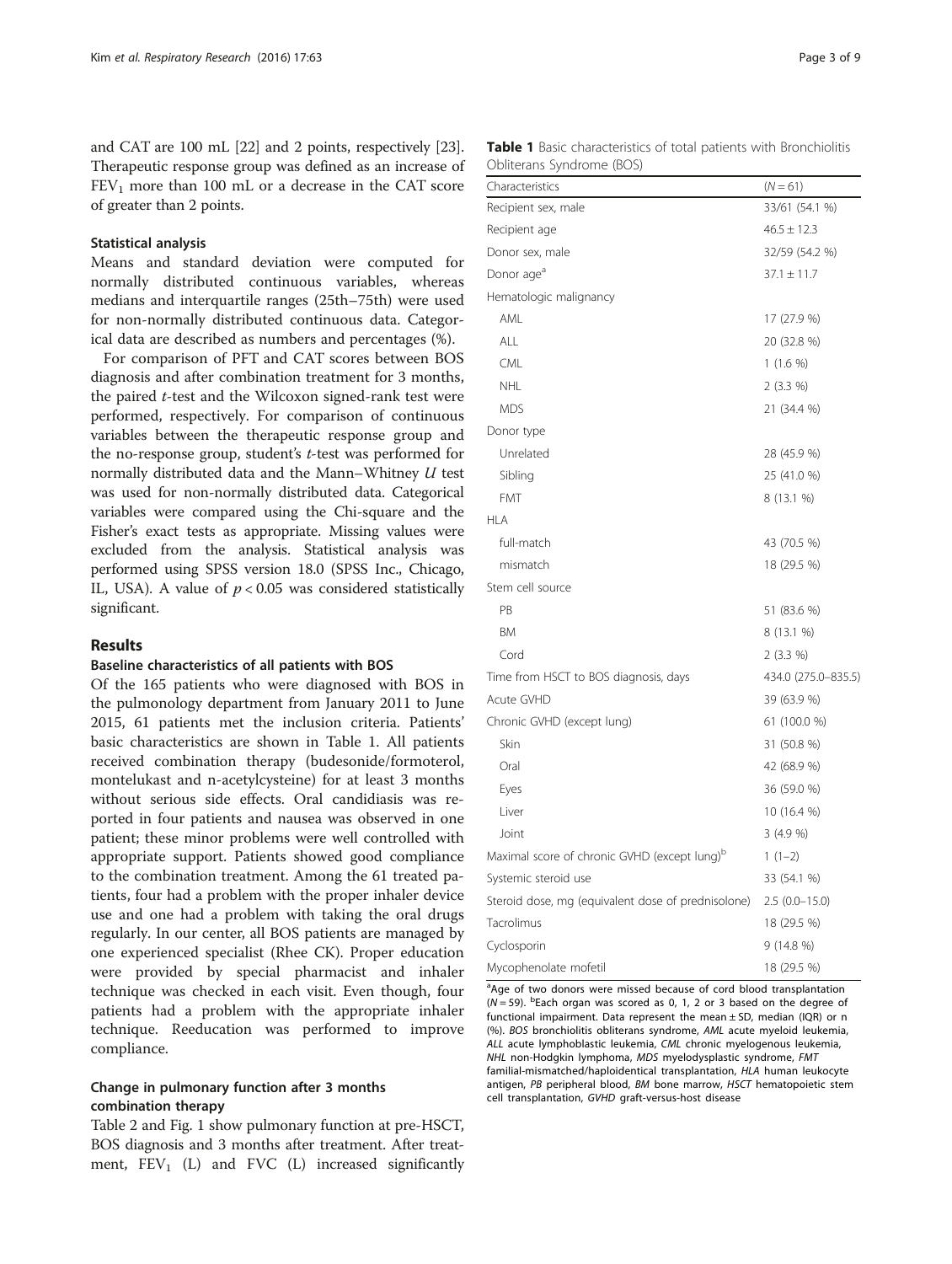and CAT are 100 mL [22] and 2 points, respectively [23]. Therapeutic response group was defined as an increase of $FEV_1$ more than 100 mL or a decrease in the CAT score of greater than 2 points.

### Statistical analysis

Means and standard deviation were computed for normally distributed continuous variables, whereas medians and interquartile ranges (25th–75th) were used for non-normally distributed continuous data. Categorical data are described as numbers and percentages (%).

For comparison of PFT and CAT scores between BOS diagnosis and after combination treatment for 3 months, the paired *t*-test and the Wilcoxon signed-rank test were performed, respectively. For comparison of continuous variables between the therapeutic response group and the no-response group, student's *t*-test was performed for normally distributed data and the Mann–Whitney *U* test was used for non-normally distributed data. Categorical variables were compared using the Chi-square and the Fisher's exact tests as appropriate. Missing values were excluded from the analysis. Statistical analysis was performed using SPSS version 18.0 (SPSS Inc., Chicago, IL, USA). A value of $p < 0.05$ was considered statistically significant.

## Results

### Baseline characteristics of all patients with BOS

Of the 165 patients who were diagnosed with BOS in the pulmonology department from January 2011 to June 2015, 61 patients met the inclusion criteria. Patients' basic characteristics are shown in Table 1. All patients received combination therapy (budesonide/formoterol, montelukast and n-acetylcysteine) for at least 3 months without serious side effects. Oral candidiasis was reported in four patients and nausea was observed in one patient; these minor problems were well controlled with appropriate support. Patients showed good compliance to the combination treatment. Among the 61 treated patients, four had a problem with the proper inhaler device use and one had a problem with taking the oral drugs regularly. In our center, all BOS patients are managed by one experienced specialist (Rhee CK). Proper education were provided by special pharmacist and inhaler technique was checked in each visit. Even though, four patients had a problem with the appropriate inhaler technique. Reeducation was performed to improve compliance.

### Change in pulmonary function after 3 months combination therapy

Table 2 and Fig. 1 show pulmonary function at pre-HSCT, BOS diagnosis and 3 months after treatment. After treatment, $FEV_1$ (L) and FVC (L) increased significantly

**Table 1** Basic characteristics of total patients with Bronchiolitis Obliterans Syndrome (BOS)

| Characteristics | ($N = 61$) |
|---|---|
| Recipient sex, male | 33/61 (54.1 %) |
| Recipient age | 46.5 ± 12.3 |
| Donor sex, male | 32/59 (54.2 %) |
| Donor age[a] | 37.1 ± 11.7 |
| Hematologic malignancy | |
| AML | 17 (27.9 %) |
| ALL | 20 (32.8 %) |
| CML | 1 (1.6 %) |
| NHL | 2 (3.3 %) |
| MDS | 21 (34.4 %) |
| Donor type | |
| Unrelated | 28 (45.9 %) |
| Sibling | 25 (41.0 %) |
| FMT | 8 (13.1 %) |
| HLA | |
| full-match | 43 (70.5 %) |
| mismatch | 18 (29.5 %) |
| Stem cell source | |
| PB | 51 (83.6 %) |
| BM | 8 (13.1 %) |
| Cord | 2 (3.3 %) |
| Time from HSCT to BOS diagnosis, days | 434.0 (275.0–835.5) |
| Acute GVHD | 39 (63.9 %) |
| Chronic GVHD (except lung) | 61 (100.0 %) |
| Skin | 31 (50.8 %) |
| Oral | 42 (68.9 %) |
| Eyes | 36 (59.0 %) |
| Liver | 10 (16.4 %) |
| Joint | 3 (4.9 %) |
| Maximal score of chronic GVHD (except lung)[b] | 1 (1–2) |
| Systemic steroid use | 33 (54.1 %) |
| Steroid dose, mg (equivalent dose of prednisolone) | 2.5 (0.0–15.0) |
| Tacrolimus | 18 (29.5 %) |
| Cyclosporin | 9 (14.8 %) |
| Mycophenolate mofetil | 18 (29.5 %) |

[a]Age of two donors were missed because of cord blood transplantation ($N = 59$). [b]Each organ was scored as 0, 1, 2 or 3 based on the degree of functional impairment. Data represent the mean ± SD, median (IQR) or n (%). *BOS* bronchiolitis obliterans syndrome, *AML* acute myeloid leukemia, *ALL* acute lymphoblastic leukemia, *CML* chronic myelogenous leukemia, *NHL* non-Hodgkin lymphoma, *MDS* myelodysplastic syndrome, *FMT* familial-mismatched/haploidentical transplantation, *HLA* human leukocyte antigen, *PB* peripheral blood, *BM* bone marrow, *HSCT* hematopoietic stem cell transplantation, *GVHD* graft-versus-host disease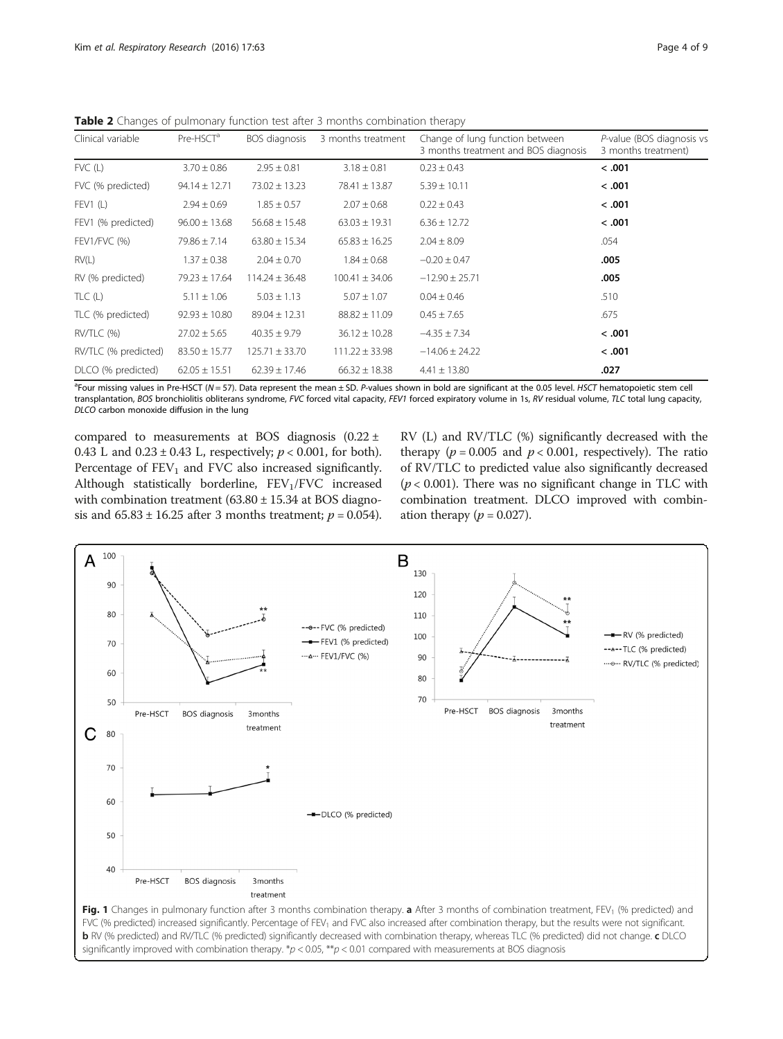**Table 2** Changes of pulmonary function test after 3 months combination therapy

| Clinical variable | Pre-HSCT[a] | BOS diagnosis | 3 months treatment | Change of lung function between 3 months treatment and BOS diagnosis | *P*-value (BOS diagnosis vs 3 months treatment) |
|---|---|---|---|---|---|
| FVC (L) | 3.70 ± 0.86 | 2.95 ± 0.81 | 3.18 ± 0.81 | 0.23 ± 0.43 | **< .001** |
| FVC (% predicted) | 94.14 ± 12.71 | 73.02 ± 13.23 | 78.41 ± 13.87 | 5.39 ± 10.11 | **< .001** |
| FEV1 (L) | 2.94 ± 0.69 | 1.85 ± 0.57 | 2.07 ± 0.68 | 0.22 ± 0.43 | **< .001** |
| FEV1 (% predicted) | 96.00 ± 13.68 | 56.68 ± 15.48 | 63.03 ± 19.31 | 6.36 ± 12.72 | **< .001** |
| FEV1/FVC (%) | 79.86 ± 7.14 | 63.80 ± 15.34 | 65.83 ± 16.25 | 2.04 ± 8.09 | .054 |
| RV(L) | 1.37 ± 0.38 | 2.04 ± 0.70 | 1.84 ± 0.68 | −0.20 ± 0.47 | **.005** |
| RV (% predicted) | 79.23 ± 17.64 | 114.24 ± 36.48 | 100.41 ± 34.06 | −12.90 ± 25.71 | **.005** |
| TLC (L) | 5.11 ± 1.06 | 5.03 ± 1.13 | 5.07 ± 1.07 | 0.04 ± 0.46 | .510 |
| TLC (% predicted) | 92.93 ± 10.80 | 89.04 ± 12.31 | 88.82 ± 11.09 | 0.45 ± 7.65 | .675 |
| RV/TLC (%) | 27.02 ± 5.65 | 40.35 ± 9.79 | 36.12 ± 10.28 | −4.35 ± 7.34 | **< .001** |
| RV/TLC (% predicted) | 83.50 ± 15.77 | 125.71 ± 33.70 | 111.22 ± 33.98 | −14.06 ± 24.22 | **< .001** |
| DLCO (% predicted) | 62.05 ± 15.51 | 62.39 ± 17.46 | 66.32 ± 18.38 | 4.41 ± 13.80 | **.027** |

[a]Four missing values in Pre-HSCT ($N = 57$). Data represent the mean ± SD. *P*-values shown in bold are significant at the 0.05 level. *HSCT* hematopoietic stem cell transplantation, *BOS* bronchiolitis obliterans syndrome, *FVC* forced vital capacity, *FEV1* forced expiratory volume in 1s, *RV* residual volume, *TLC* total lung capacity, *DLCO* carbon monoxide diffusion in the lung

compared to measurements at BOS diagnosis (0.22 ± 0.43 L and 0.23 ± 0.43 L, respectively; $p < 0.001$, for both). Percentage of $FEV_1$ and FVC also increased significantly. Although statistically borderline, $FEV_1$/FVC increased with combination treatment (63.80 ± 15.34 at BOS diagnosis and 65.83 ± 16.25 after 3 months treatment; $p = 0.054$). RV (L) and RV/TLC (%) significantly decreased with the therapy ($p = 0.005$ and $p < 0.001$, respectively). The ratio of RV/TLC to predicted value also significantly decreased ($p < 0.001$). There was no significant change in TLC with combination treatment. DLCO improved with combination therapy ($p = 0.027$).

**Fig. 1** Changes in pulmonary function after 3 months combination therapy. **a** After 3 months of combination treatment, $FEV_1$ (% predicted) and FVC (% predicted) increased significantly. Percentage of $FEV_1$ and FVC also increased after combination therapy, but the results were not significant. **b** RV (% predicted) and RV/TLC (% predicted) significantly decreased with combination therapy, whereas TLC (% predicted) did not change. **c** DLCO significantly improved with combination therapy. \*$p < 0.05$, \*\*$p < 0.01$ compared with measurements at BOS diagnosis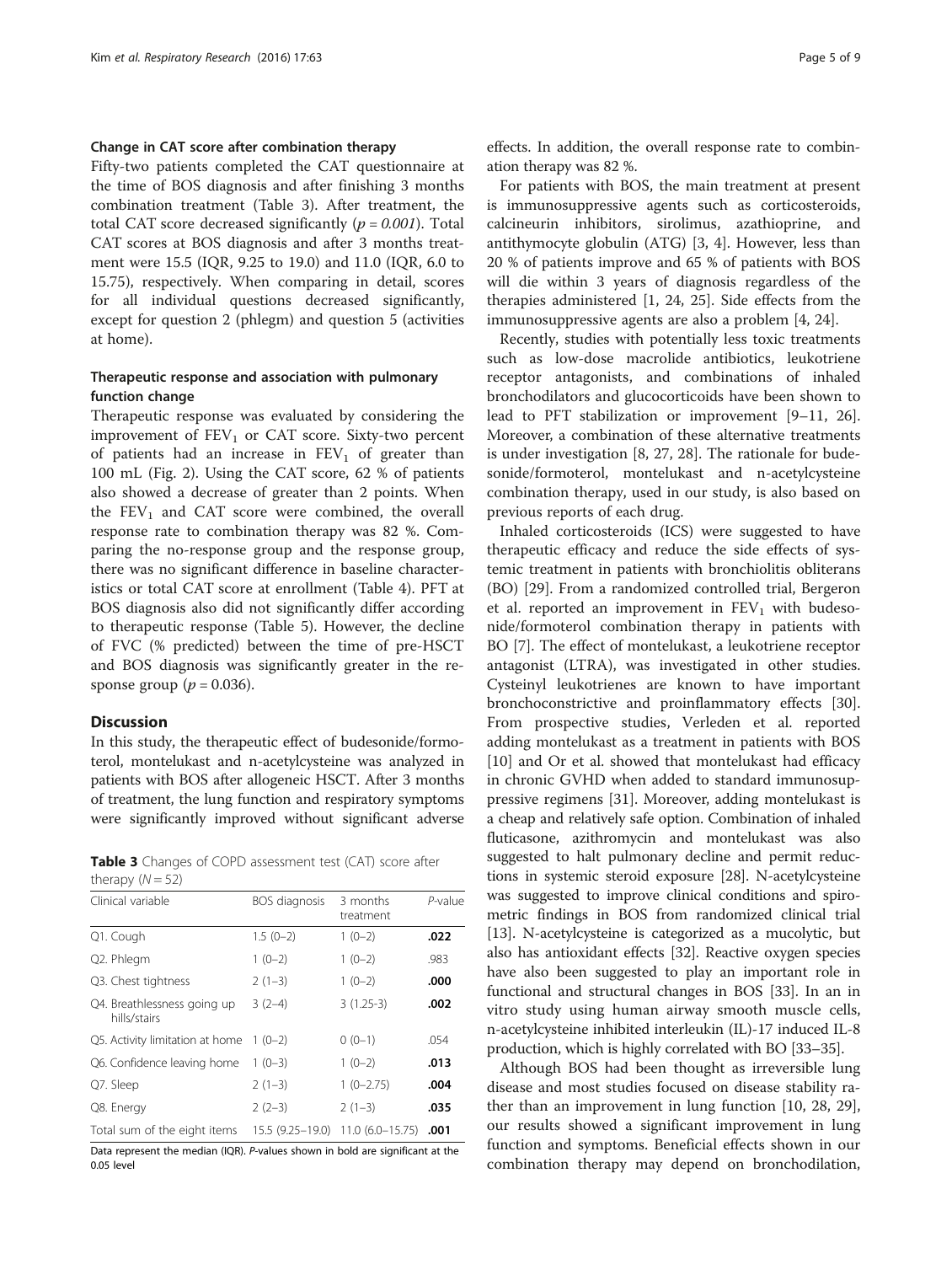### Change in CAT score after combination therapy

Fifty-two patients completed the CAT questionnaire at the time of BOS diagnosis and after finishing 3 months combination treatment (Table 3). After treatment, the total CAT score decreased significantly (*p = 0.001*). Total CAT scores at BOS diagnosis and after 3 months treatment were 15.5 (IQR, 9.25 to 19.0) and 11.0 (IQR, 6.0 to 15.75), respectively. When comparing in detail, scores for all individual questions decreased significantly, except for question 2 (phlegm) and question 5 (activities at home).

### Therapeutic response and association with pulmonary function change

Therapeutic response was evaluated by considering the improvement of $FEV_1$ or CAT score. Sixty-two percent of patients had an increase in $FEV_1$ of greater than 100 mL (Fig. 2). Using the CAT score, 62 % of patients also showed a decrease of greater than 2 points. When the $FEV_1$ and CAT score were combined, the overall response rate to combination therapy was 82 %. Comparing the no-response group and the response group, there was no significant difference in baseline characteristics or total CAT score at enrollment (Table 4). PFT at BOS diagnosis also did not significantly differ according to therapeutic response (Table 5). However, the decline of FVC (% predicted) between the time of pre-HSCT and BOS diagnosis was significantly greater in the response group ($p = 0.036$).

## Discussion

In this study, the therapeutic effect of budesonide/formoterol, montelukast and n-acetylcysteine was analyzed in patients with BOS after allogeneic HSCT. After 3 months of treatment, the lung function and respiratory symptoms were significantly improved without significant adverse effects. In addition, the overall response rate to combination therapy was 82 %.

**Table 3** Changes of COPD assessment test (CAT) score after therapy ($N = 52$)

| Clinical variable | BOS diagnosis | 3 months treatment | *P*-value |
|---|---|---|---|
| Q1. Cough | 1.5 (0–2) | 1 (0–2) | **.022** |
| Q2. Phlegm | 1 (0–2) | 1 (0–2) | .983 |
| Q3. Chest tightness | 2 (1–3) | 1 (0–2) | **.000** |
| Q4. Breathlessness going up hills/stairs | 3 (2–4) | 3 (1.25-3) | **.002** |
| Q5. Activity limitation at home | 1 (0–2) | 0 (0–1) | .054 |
| Q6. Confidence leaving home | 1 (0–3) | 1 (0–2) | **.013** |
| Q7. Sleep | 2 (1–3) | 1 (0–2.75) | **.004** |
| Q8. Energy | 2 (2–3) | 2 (1–3) | **.035** |
| Total sum of the eight items | 15.5 (9.25–19.0) | 11.0 (6.0–15.75) | **.001** |

Data represent the median (IQR). *P*-values shown in bold are significant at the 0.05 level

For patients with BOS, the main treatment at present is immunosuppressive agents such as corticosteroids, calcineurin inhibitors, sirolimus, azathioprine, and antithymocyte globulin (ATG) [3, 4]. However, less than 20 % of patients improve and 65 % of patients with BOS will die within 3 years of diagnosis regardless of the therapies administered [1, 24, 25]. Side effects from the immunosuppressive agents are also a problem [4, 24].

Recently, studies with potentially less toxic treatments such as low-dose macrolide antibiotics, leukotriene receptor antagonists, and combinations of inhaled bronchodilators and glucocorticoids have been shown to lead to PFT stabilization or improvement [9–11, 26]. Moreover, a combination of these alternative treatments is under investigation [8, 27, 28]. The rationale for budesonide/formoterol, montelukast and n-acetylcysteine combination therapy, used in our study, is also based on previous reports of each drug.

Inhaled corticosteroids (ICS) were suggested to have therapeutic efficacy and reduce the side effects of systemic treatment in patients with bronchiolitis obliterans (BO) [29]. From a randomized controlled trial, Bergeron et al. reported an improvement in $FEV_1$ with budesonide/formoterol combination therapy in patients with BO [7]. The effect of montelukast, a leukotriene receptor antagonist (LTRA), was investigated in other studies. Cysteinyl leukotrienes are known to have important bronchoconstrictive and proinflammatory effects [30]. From prospective studies, Verleden et al. reported adding montelukast as a treatment in patients with BOS [10] and Or et al. showed that montelukast had efficacy in chronic GVHD when added to standard immunosuppressive regimens [31]. Moreover, adding montelukast is a cheap and relatively safe option. Combination of inhaled fluticasone, azithromycin and montelukast was also suggested to halt pulmonary decline and permit reductions in systemic steroid exposure [28]. N-acetylcysteine was suggested to improve clinical conditions and spirometric findings in BOS from randomized clinical trial [13]. N-acetylcysteine is categorized as a mucolytic, but also has antioxidant effects [32]. Reactive oxygen species have also been suggested to play an important role in functional and structural changes in BOS [33]. In an in vitro study using human airway smooth muscle cells, n-acetylcysteine inhibited interleukin (IL)-17 induced IL-8 production, which is highly correlated with BO [33–35].

Although BOS had been thought as irreversible lung disease and most studies focused on disease stability rather than an improvement in lung function [10, 28, 29], our results showed a significant improvement in lung function and symptoms. Beneficial effects shown in our combination therapy may depend on bronchodilation,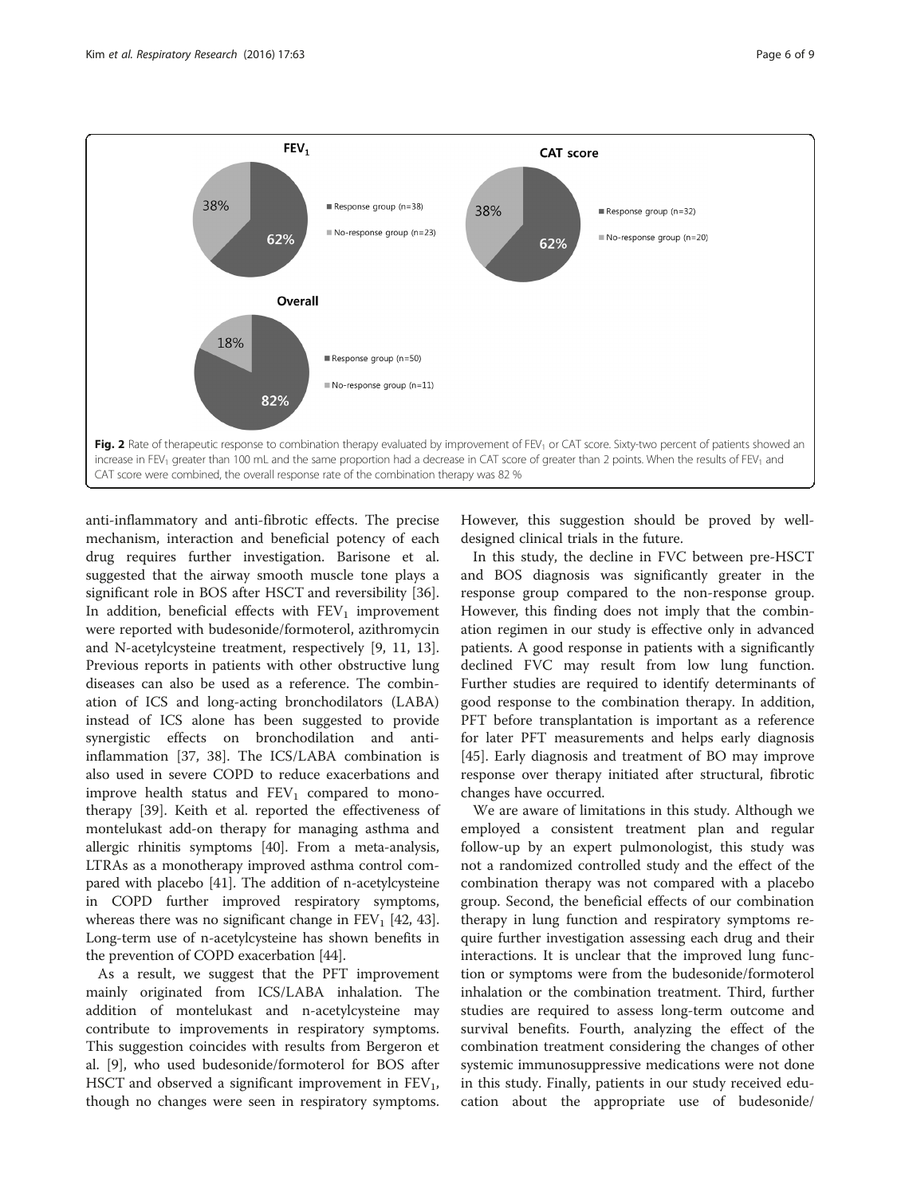Fig. 2 Rate of therapeutic response to combination therapy evaluated by improvement of $FEV_1$ or CAT score. Sixty-two percent of patients showed an increase in $FEV_1$ greater than 100 mL and the same proportion had a decrease in CAT score of greater than 2 points. When the results of $FEV_1$ and CAT score were combined, the overall response rate of the combination therapy was 82 %

anti-inflammatory and anti-fibrotic effects. The precise mechanism, interaction and beneficial potency of each drug requires further investigation. Barisone et al. suggested that the airway smooth muscle tone plays a significant role in BOS after HSCT and reversibility [36]. In addition, beneficial effects with $FEV_1$ improvement were reported with budesonide/formoterol, azithromycin and N-acetylcysteine treatment, respectively [9, 11, 13]. Previous reports in patients with other obstructive lung diseases can also be used as a reference. The combination of ICS and long-acting bronchodilators (LABA) instead of ICS alone has been suggested to provide synergistic effects on bronchodilation and anti-inflammation [37, 38]. The ICS/LABA combination is also used in severe COPD to reduce exacerbations and improve health status and $FEV_1$ compared to monotherapy [39]. Keith et al. reported the effectiveness of montelukast add-on therapy for managing asthma and allergic rhinitis symptoms [40]. From a meta-analysis, LTRAs as a monotherapy improved asthma control compared with placebo [41]. The addition of n-acetylcysteine in COPD further improved respiratory symptoms, whereas there was no significant change in $FEV_1$ [42, 43]. Long-term use of n-acetylcysteine has shown benefits in the prevention of COPD exacerbation [44].

As a result, we suggest that the PFT improvement mainly originated from ICS/LABA inhalation. The addition of montelukast and n-acetylcysteine may contribute to improvements in respiratory symptoms. This suggestion coincides with results from Bergeron et al. [9], who used budesonide/formoterol for BOS after HSCT and observed a significant improvement in $FEV_1$, though no changes were seen in respiratory symptoms. However, this suggestion should be proved by well-designed clinical trials in the future.

In this study, the decline in FVC between pre-HSCT and BOS diagnosis was significantly greater in the response group compared to the non-response group. However, this finding does not imply that the combination regimen in our study is effective only in advanced patients. A good response in patients with a significantly declined FVC may result from low lung function. Further studies are required to identify determinants of good response to the combination therapy. In addition, PFT before transplantation is important as a reference for later PFT measurements and helps early diagnosis [45]. Early diagnosis and treatment of BO may improve response over therapy initiated after structural, fibrotic changes have occurred.

We are aware of limitations in this study. Although we employed a consistent treatment plan and regular follow-up by an expert pulmonologist, this study was not a randomized controlled study and the effect of the combination therapy was not compared with a placebo group. Second, the beneficial effects of our combination therapy in lung function and respiratory symptoms require further investigation assessing each drug and their interactions. It is unclear that the improved lung function or symptoms were from the budesonide/formoterol inhalation or the combination treatment. Third, further studies are required to assess long-term outcome and survival benefits. Fourth, analyzing the effect of the combination treatment considering the changes of other systemic immunosuppressive medications were not done in this study. Finally, patients in our study received education about the appropriate use of budesonide/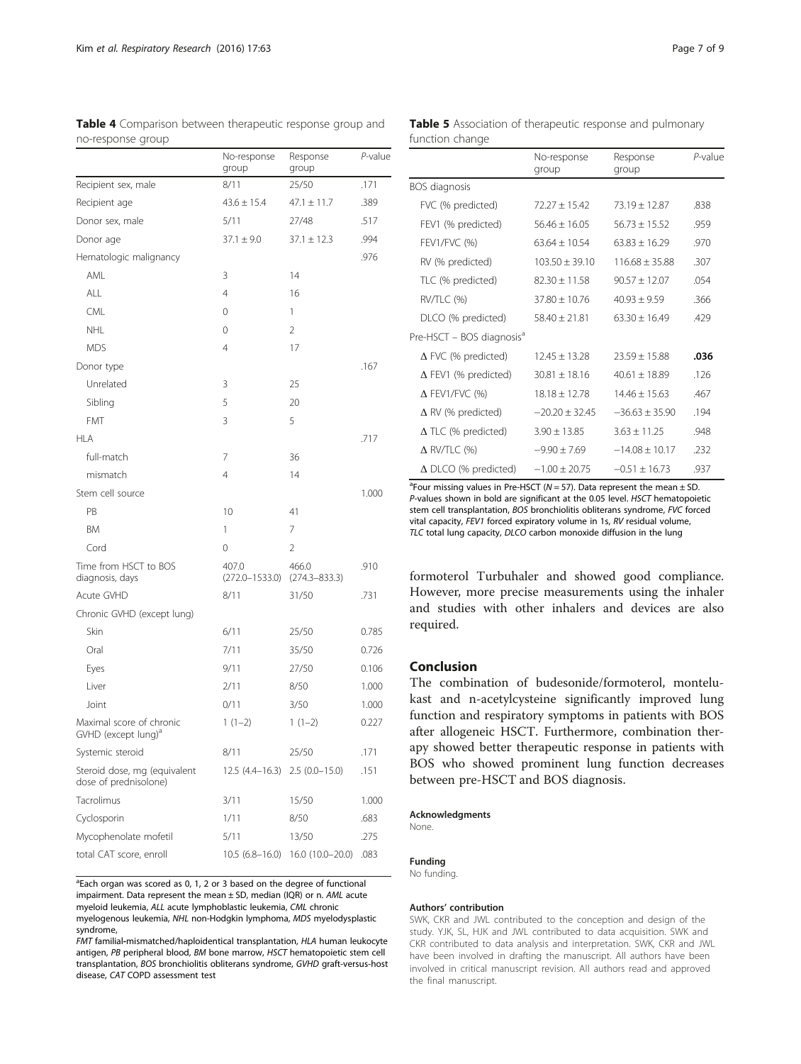**Table 4** Comparison between therapeutic response group and no-response group

| | No-response group | Response group | *P*-value |
|---|---|---|---|
| Recipient sex, male | 8/11 | 25/50 | .171 |
| Recipient age | 43.6 ± 15.4 | 47.1 ± 11.7 | .389 |
| Donor sex, male | 5/11 | 27/48 | .517 |
| Donor age | 37.1 ± 9.0 | 37.1 ± 12.3 | .994 |
| Hematologic malignancy | | | .976 |
| AML | 3 | 14 | |
| ALL | 4 | 16 | |
| CML | 0 | 1 | |
| NHL | 0 | 2 | |
| MDS | 4 | 17 | |
| Donor type | | | .167 |
| Unrelated | 3 | 25 | |
| Sibling | 5 | 20 | |
| FMT | 3 | 5 | |
| HLA | | | .717 |
| full-match | 7 | 36 | |
| mismatch | 4 | 14 | |
| Stem cell source | | | 1.000 |
| PB | 10 | 41 | |
| BM | 1 | 7 | |
| Cord | 0 | 2 | |
| Time from HSCT to BOS diagnosis, days | 407.0 (272.0–1533.0) | 466.0 (274.3–833.3) | .910 |
| Acute GVHD | 8/11 | 31/50 | .731 |
| Chronic GVHD (except lung) | | | |
| Skin | 6/11 | 25/50 | 0.785 |
| Oral | 7/11 | 35/50 | 0.726 |
| Eyes | 9/11 | 27/50 | 0.106 |
| Liver | 2/11 | 8/50 | 1.000 |
| Joint | 0/11 | 3/50 | 1.000 |
| Maximal score of chronic GVHD (except lung)[a] | 1 (1–2) | 1 (1–2) | 0.227 |
| Systemic steroid | 8/11 | 25/50 | .171 |
| Steroid dose, mg (equivalent dose of prednisolone) | 12.5 (4.4–16.3) | 2.5 (0.0–15.0) | .151 |
| Tacrolimus | 3/11 | 15/50 | 1.000 |
| Cyclosporin | 1/11 | 8/50 | .683 |
| Mycophenolate mofetil | 5/11 | 13/50 | .275 |
| total CAT score, enroll | 10.5 (6.8–16.0) | 16.0 (10.0–20.0) | .083 |

[a]Each organ was scored as 0, 1, 2 or 3 based on the degree of functional impairment. Data represent the mean ± SD, median (IQR) or n. *AML* acute myeloid leukemia, *ALL* acute lymphoblastic leukemia, *CML* chronic myelogenous leukemia, *NHL* non-Hodgkin lymphoma, *MDS* myelodysplastic syndrome, *FMT* familial-mismatched/haploidentical transplantation, *HLA* human leukocyte antigen, *PB* peripheral blood, *BM* bone marrow, *HSCT* hematopoietic stem cell transplantation, *BOS* bronchiolitis obliterans syndrome, *GVHD* graft-versus-host disease, *CAT* COPD assessment test

**Table 5** Association of therapeutic response and pulmonary function change

| | No-response group | Response group | *P*-value |
|---|---|---|---|
| BOS diagnosis | | | |
| FVC (% predicted) | 72.27 ± 15.42 | 73.19 ± 12.87 | .838 |
| FEV1 (% predicted) | 56.46 ± 16.05 | 56.73 ± 15.52 | .959 |
| FEV1/FVC (%) | 63.64 ± 10.54 | 63.83 ± 16.29 | .970 |
| RV (% predicted) | 103.50 ± 39.10 | 116.68 ± 35.88 | .307 |
| TLC (% predicted) | 82.30 ± 11.58 | 90.57 ± 12.07 | .054 |
| RV/TLC (%) | 37.80 ± 10.76 | 40.93 ± 9.59 | .366 |
| DLCO (% predicted) | 58.40 ± 21.81 | 63.30 ± 16.49 | .429 |
| Pre-HSCT – BOS diagnosis[a] | | | |
| Δ FVC (% predicted) | 12.45 ± 13.28 | 23.59 ± 15.88 | **.036** |
| Δ FEV1 (% predicted) | 30.81 ± 18.16 | 40.61 ± 18.89 | .126 |
| Δ FEV1/FVC (%) | 18.18 ± 12.78 | 14.46 ± 15.63 | .467 |
| Δ RV (% predicted) | −20.20 ± 32.45 | −36.63 ± 35.90 | .194 |
| Δ TLC (% predicted) | 3.90 ± 13.85 | 3.63 ± 11.25 | .948 |
| Δ RV/TLC (%) | −9.90 ± 7.69 | −14.08 ± 10.17 | .232 |
| Δ DLCO (% predicted) | −1.00 ± 20.75 | −0.51 ± 16.73 | .937 |

[a]Four missing values in Pre-HSCT ($N = 57$). Data represent the mean ± SD. *P*-values shown in bold are significant at the 0.05 level. *HSCT* hematopoietic stem cell transplantation, *BOS* bronchiolitis obliterans syndrome, *FVC* forced vital capacity, *FEV1* forced expiratory volume in 1s, *RV* residual volume, *TLC* total lung capacity, *DLCO* carbon monoxide diffusion in the lung

formoterol Turbuhaler and showed good compliance. However, more precise measurements using the inhaler and studies with other inhalers and devices are also required.

## Conclusion

The combination of budesonide/formoterol, montelukast and n-acetylcysteine significantly improved lung function and respiratory symptoms in patients with BOS after allogeneic HSCT. Furthermore, combination therapy showed better therapeutic response in patients with BOS who showed prominent lung function decreases between pre-HSCT and BOS diagnosis.

#### Acknowledgments

None.

#### Funding

No funding.

#### Authors' contribution

SWK, CKR and JWL contributed to the conception and design of the study. YJK, SL, HJK and JWL contributed to data acquisition. SWK and CKR contributed to data analysis and interpretation. SWK, CKR and JWL have been involved in drafting the manuscript. All authors have been involved in critical manuscript revision. All authors read and approved the final manuscript.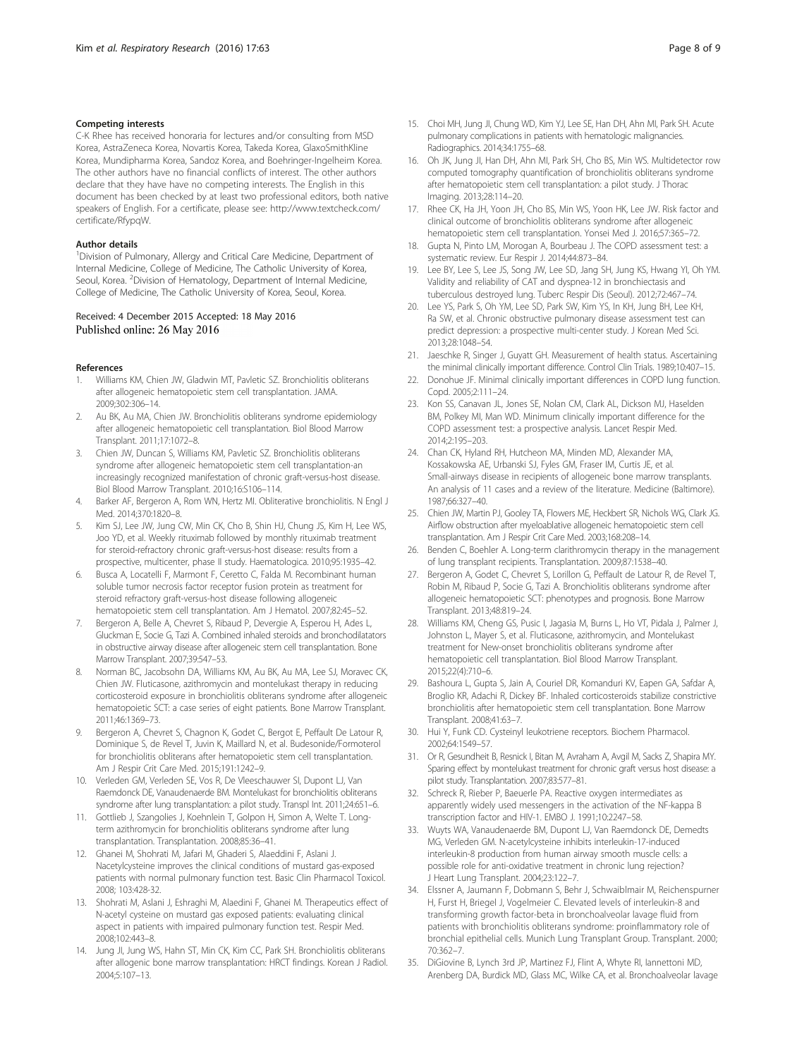### Competing interests

C-K Rhee has received honoraria for lectures and/or consulting from MSD Korea, AstraZeneca Korea, Novartis Korea, Takeda Korea, GlaxoSmithKline Korea, Mundipharma Korea, Sandoz Korea, and Boehringer-Ingelheim Korea. The other authors have no financial conflicts of interest. The other authors declare that they have have no competing interests. The English in this document has been checked by at least two professional editors, both native speakers of English. For a certificate, please see: http://www.textcheck.com/certificate/RfypqW.

### Author details

[1]Division of Pulmonary, Allergy and Critical Care Medicine, Department of Internal Medicine, College of Medicine, The Catholic University of Korea, Seoul, Korea. [2]Division of Hematology, Department of Internal Medicine, College of Medicine, The Catholic University of Korea, Seoul, Korea.

Received: 4 December 2015 Accepted: 18 May 2016
Published online: 26 May 2016

### References

1. Williams KM, Chien JW, Gladwin MT, Pavletic SZ. Bronchiolitis obliterans after allogeneic hematopoietic stem cell transplantation. JAMA. 2009;302:306–14.
2. Au BK, Au MA, Chien JW. Bronchiolitis obliterans syndrome epidemiology after allogeneic hematopoietic cell transplantation. Biol Blood Marrow Transplant. 2011;17:1072–8.
3. Chien JW, Duncan S, Williams KM, Pavletic SZ. Bronchiolitis obliterans syndrome after allogeneic hematopoietic stem cell transplantation-an increasingly recognized manifestation of chronic graft-versus-host disease. Biol Blood Marrow Transplant. 2010;16:S106–114.
4. Barker AF, Bergeron A, Rom WN, Hertz MI. Obliterative bronchiolitis. N Engl J Med. 2014;370:1820–8.
5. Kim SJ, Lee JW, Jung CW, Min CK, Cho B, Shin HJ, Chung JS, Kim H, Lee WS, Joo YD, et al. Weekly rituximab followed by monthly rituximab treatment for steroid-refractory chronic graft-versus-host disease: results from a prospective, multicenter, phase II study. Haematologica. 2010;95:1935–42.
6. Busca A, Locatelli F, Marmont F, Ceretto C, Falda M. Recombinant human soluble tumor necrosis factor receptor fusion protein as treatment for steroid refractory graft-versus-host disease following allogeneic hematopoietic stem cell transplantation. Am J Hematol. 2007;82:45–52.
7. Bergeron A, Belle A, Chevret S, Ribaud P, Devergie A, Esperou H, Ades L, Gluckman E, Socie G, Tazi A. Combined inhaled steroids and bronchodilatators in obstructive airway disease after allogeneic stem cell transplantation. Bone Marrow Transplant. 2007;39:547–53.
8. Norman BC, Jacobsohn DA, Williams KM, Au BK, Au MA, Lee SJ, Moravec CK, Chien JW. Fluticasone, azithromycin and montelukast therapy in reducing corticosteroid exposure in bronchiolitis obliterans syndrome after allogeneic hematopoietic SCT: a case series of eight patients. Bone Marrow Transplant. 2011;46:1369–73.
9. Bergeron A, Chevret S, Chagnon K, Godet C, Bergot E, Peffault De Latour R, Dominique S, de Revel T, Juvin K, Maillard N, et al. Budesonide/Formoterol for bronchiolitis obliterans after hematopoietic stem cell transplantation. Am J Respir Crit Care Med. 2015;191:1242–9.
10. Verleden GM, Verleden SE, Vos R, De Vleeschauwer SI, Dupont LJ, Van Raemdonck DE, Vanaudenaerde BM. Montelukast for bronchiolitis obliterans syndrome after lung transplantation: a pilot study. Transpl Int. 2011;24:651–6.
11. Gottlieb J, Szangolies J, Koehnlein T, Golpon H, Simon A, Welte T. Long-term azithromycin for bronchiolitis obliterans syndrome after lung transplantation. Transplantation. 2008;85:36–41.
12. Ghanei M, Shohrati M, Jafari M, Ghaderi S, Alaeddini F, Aslani J. Nacetylcysteine improves the clinical conditions of mustard gas-exposed patients with normal pulmonary function test. Basic Clin Pharmacol Toxicol. 2008; 103:428-32.
13. Shohrati M, Aslani J, Eshraghi M, Alaedini F, Ghanei M. Therapeutics effect of N-acetyl cysteine on mustard gas exposed patients: evaluating clinical aspect in patients with impaired pulmonary function test. Respir Med. 2008;102:443–8.
14. Jung JI, Jung WS, Hahn ST, Min CK, Kim CC, Park SH. Bronchiolitis obliterans after allogenic bone marrow transplantation: HRCT findings. Korean J Radiol. 2004;5:107–13.
15. Choi MH, Jung JI, Chung WD, Kim YJ, Lee SE, Han DH, Ahn MI, Park SH. Acute pulmonary complications in patients with hematologic malignancies. Radiographics. 2014;34:1755–68.
16. Oh JK, Jung JI, Han DH, Ahn MI, Park SH, Cho BS, Min WS. Multidetector row computed tomography quantification of bronchiolitis obliterans syndrome after hematopoietic stem cell transplantation: a pilot study. J Thorac Imaging. 2013;28:114–20.
17. Rhee CK, Ha JH, Yoon JH, Cho BS, Min WS, Yoon HK, Lee JW. Risk factor and clinical outcome of bronchiolitis obliterans syndrome after allogeneic hematopoietic stem cell transplantation. Yonsei Med J. 2016;57:365–72.
18. Gupta N, Pinto LM, Morogan A, Bourbeau J. The COPD assessment test: a systematic review. Eur Respir J. 2014;44:873–84.
19. Lee BY, Lee S, Lee JS, Song JW, Lee SD, Jang SH, Jung KS, Hwang YI, Oh YM. Validity and reliability of CAT and dyspnea-12 in bronchiectasis and tuberculous destroyed lung. Tuberc Respir Dis (Seoul). 2012;72:467–74.
20. Lee YS, Park S, Oh YM, Lee SD, Park SW, Kim YS, In KH, Jung BH, Lee KH, Ra SW, et al. Chronic obstructive pulmonary disease assessment test can predict depression: a prospective multi-center study. J Korean Med Sci. 2013;28:1048–54.
21. Jaeschke R, Singer J, Guyatt GH. Measurement of health status. Ascertaining the minimal clinically important difference. Control Clin Trials. 1989;10:407–15.
22. Donohue JF. Minimal clinically important differences in COPD lung function. Copd. 2005;2:111–24.
23. Kon SS, Canavan JL, Jones SE, Nolan CM, Clark AL, Dickson MJ, Haselden BM, Polkey MI, Man WD. Minimum clinically important difference for the COPD assessment test: a prospective analysis. Lancet Respir Med. 2014;2:195–203.
24. Chan CK, Hyland RH, Hutcheon MA, Minden MD, Alexander MA, Kossakowska AE, Urbanski SJ, Fyles GM, Fraser IM, Curtis JE, et al. Small-airways disease in recipients of allogeneic bone marrow transplants. An analysis of 11 cases and a review of the literature. Medicine (Baltimore). 1987;66:327–40.
25. Chien JW, Martin PJ, Gooley TA, Flowers ME, Heckbert SR, Nichols WG, Clark JG. Airflow obstruction after myeloablative allogeneic hematopoietic stem cell transplantation. Am J Respir Crit Care Med. 2003;168:208–14.
26. Benden C, Boehler A. Long-term clarithromycin therapy in the management of lung transplant recipients. Transplantation. 2009;87:1538–40.
27. Bergeron A, Godet C, Chevret S, Lorillon G, Peffault de Latour R, de Revel T, Robin M, Ribaud P, Socie G, Tazi A. Bronchiolitis obliterans syndrome after allogeneic hematopoietic SCT: phenotypes and prognosis. Bone Marrow Transplant. 2013;48:819–24.
28. Williams KM, Cheng GS, Pusic I, Jagasia M, Burns L, Ho VT, Pidala J, Palmer J, Johnston L, Mayer S, et al. Fluticasone, azithromycin, and Montelukast treatment for New-onset bronchiolitis obliterans syndrome after hematopoietic cell transplantation. Biol Blood Marrow Transplant. 2015;22(4):710–6.
29. Bashoura L, Gupta S, Jain A, Couriel DR, Komanduri KV, Eapen GA, Safdar A, Broglio KR, Adachi R, Dickey BF. Inhaled corticosteroids stabilize constrictive bronchiolitis after hematopoietic stem cell transplantation. Bone Marrow Transplant. 2008;41:63–7.
30. Hui Y, Funk CD. Cysteinyl leukotriene receptors. Biochem Pharmacol. 2002;64:1549–57.
31. Or R, Gesundheit B, Resnick I, Bitan M, Avraham A, Avgil M, Sacks Z, Shapira MY. Sparing effect by montelukast treatment for chronic graft versus host disease: a pilot study. Transplantation. 2007;83:577–81.
32. Schreck R, Rieber P, Baeuerle PA. Reactive oxygen intermediates as apparently widely used messengers in the activation of the NF-kappa B transcription factor and HIV-1. EMBO J. 1991;10:2247–58.
33. Wuyts WA, Vanaudenaerde BM, Dupont LJ, Van Raemdonck DE, Demedts MG, Verleden GM. N-acetylcysteine inhibits interleukin-17-induced interleukin-8 production from human airway smooth muscle cells: a possible role for anti-oxidative treatment in chronic lung rejection? J Heart Lung Transplant. 2004;23:122–7.
34. Elssner A, Jaumann F, Dobmann S, Behr J, Schwaiblmair M, Reichenspurner H, Furst H, Briegel J, Vogelmeier C. Elevated levels of interleukin-8 and transforming growth factor-beta in bronchoalveolar lavage fluid from patients with bronchiolitis obliterans syndrome: proinflammatory role of bronchial epithelial cells. Munich Lung Transplant Group. Transplant. 2000; 70:362–7.
35. DiGiovine B, Lynch 3rd JP, Martinez FJ, Flint A, Whyte RI, Iannettoni MD, Arenberg DA, Burdick MD, Glass MC, Wilke CA, et al. Bronchoalveolar lavage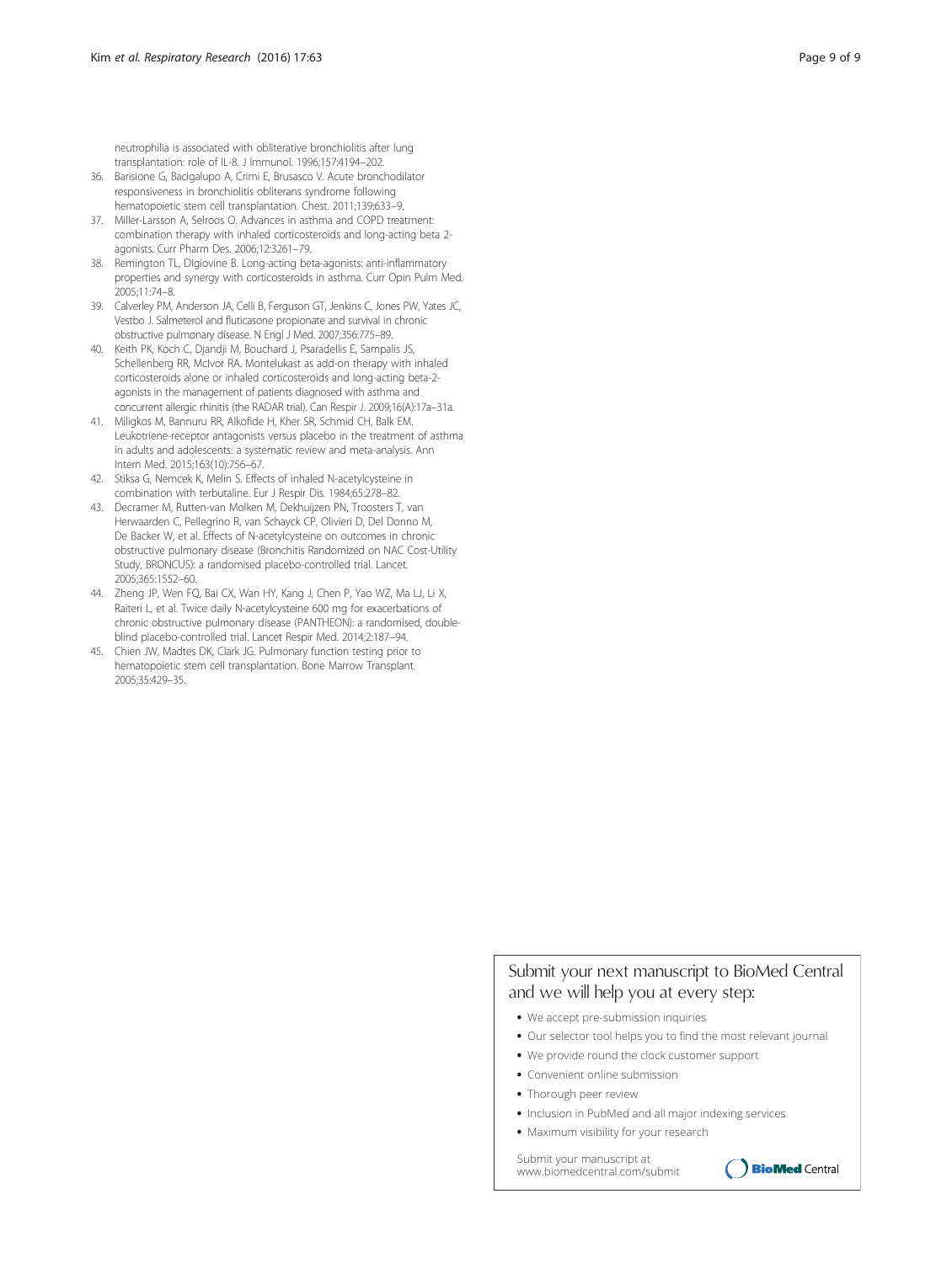neutrophilia is associated with obliterative bronchiolitis after lung transplantation: role of IL-8. J Immunol. 1996;157:4194–202.

36. Barisione G, Bacigalupo A, Crimi E, Brusasco V. Acute bronchodilator responsiveness in bronchiolitis obliterans syndrome following hematopoietic stem cell transplantation. Chest. 2011;139:633–9.
37. Miller-Larsson A, Selroos O. Advances in asthma and COPD treatment: combination therapy with inhaled corticosteroids and long-acting beta 2-agonists. Curr Pharm Des. 2006;12:3261–79.
38. Remington TL, Digiovine B. Long-acting beta-agonists: anti-inflammatory properties and synergy with corticosteroids in asthma. Curr Opin Pulm Med. 2005;11:74–8.
39. Calverley PM, Anderson JA, Celli B, Ferguson GT, Jenkins C, Jones PW, Yates JC, Vestbo J. Salmeterol and fluticasone propionate and survival in chronic obstructive pulmonary disease. N Engl J Med. 2007;356:775–89.
40. Keith PK, Koch C, Djandji M, Bouchard J, Psaradellis E, Sampalis JS, Schellenberg RR, McIvor RA. Montelukast as add-on therapy with inhaled corticosteroids alone or inhaled corticosteroids and long-acting beta-2-agonists in the management of patients diagnosed with asthma and concurrent allergic rhinitis (the RADAR trial). Can Respir J. 2009;16(A):17a–31a.
41. Miligkos M, Bannuru RR, Alkofide H, Kher SR, Schmid CH, Balk EM. Leukotriene-receptor antagonists versus placebo in the treatment of asthma in adults and adolescents: a systematic review and meta-analysis. Ann Intern Med. 2015;163(10):756–67.
42. Stiksa G, Nemcek K, Melin S. Effects of inhaled N-acetylcysteine in combination with terbutaline. Eur J Respir Dis. 1984;65:278–82.
43. Decramer M, Rutten-van Molken M, Dekhuijzen PN, Troosters T, van Herwaarden C, Pellegrino R, van Schayck CP, Olivieri D, Del Donno M, De Backer W, et al. Effects of N-acetylcysteine on outcomes in chronic obstructive pulmonary disease (Bronchitis Randomized on NAC Cost-Utility Study, BRONCUS): a randomised placebo-controlled trial. Lancet. 2005;365:1552–60.
44. Zheng JP, Wen FQ, Bai CX, Wan HY, Kang J, Chen P, Yao WZ, Ma LJ, Li X, Raiteri L, et al. Twice daily N-acetylcysteine 600 mg for exacerbations of chronic obstructive pulmonary disease (PANTHEON): a randomised, double-blind placebo-controlled trial. Lancet Respir Med. 2014;2:187–94.
45. Chien JW, Madtes DK, Clark JG. Pulmonary function testing prior to hematopoietic stem cell transplantation. Bone Marrow Transplant. 2005;35:429–35.

Submit your next manuscript to BioMed Central and we will help you at every step:

- We accept pre-submission inquiries
- Our selector tool helps you to find the most relevant journal
- We provide round the clock customer support
- Convenient online submission
- Thorough peer review
- Inclusion in PubMed and all major indexing services
- Maximum visibility for your research

Submit your manuscript at www.biomedcentral.com/submit

BioMed Central